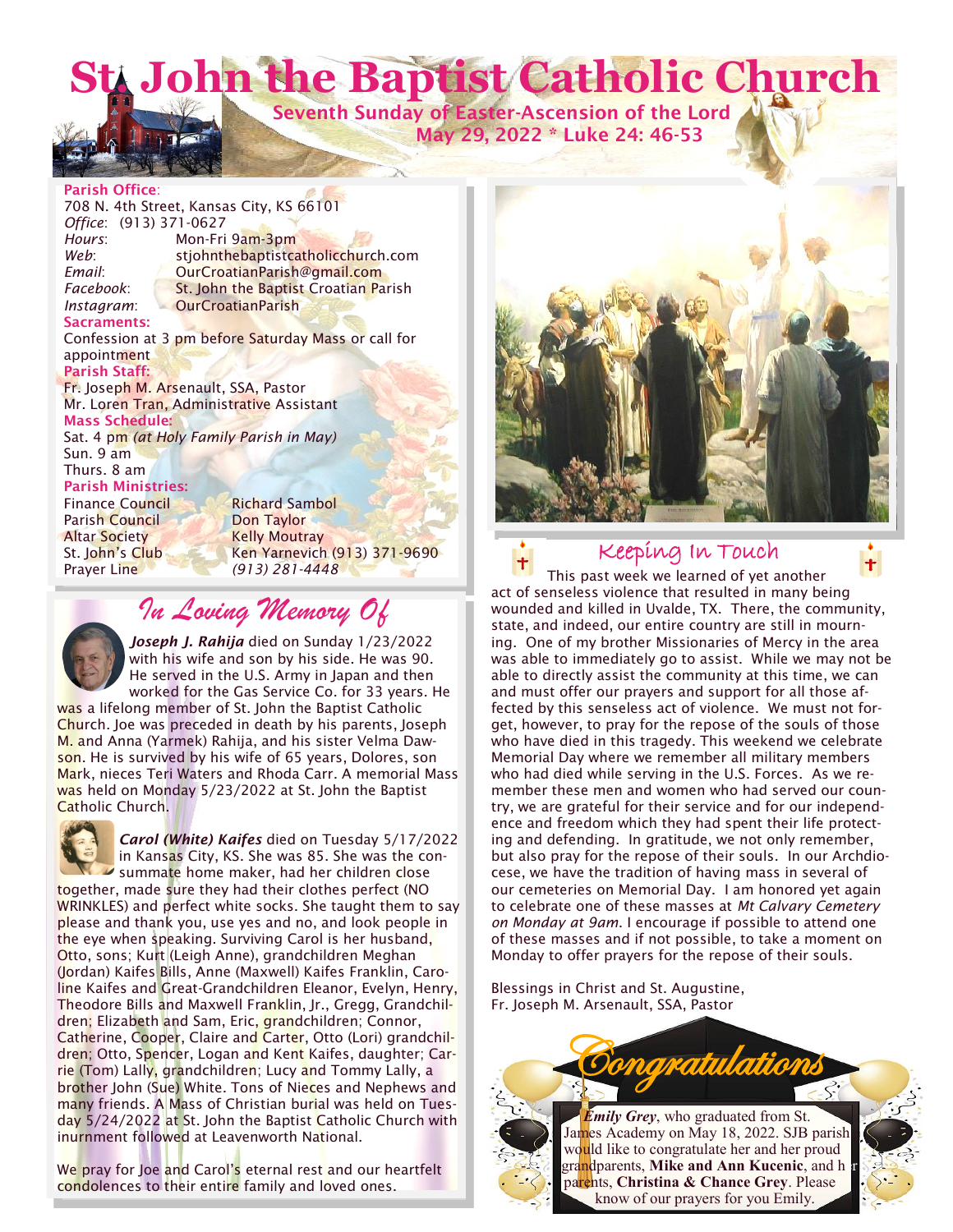# St. John the Baptist Catholic Church

**Seventh Sunday of Easter-Ascension of the Lord**
**May 29, 2022 * Luke 24: 46-53**

**Parish Office**:
708 N. 4th Street, Kansas City, KS 66101
*Office*: (913) 371-0627
*Hours*: Mon-Fri 9am-3pm
*Web*: stjohnthebaptistcatholicchurch.com
*Email*: OurCroatianParish@gmail.com
*Facebook*: St. John the Baptist Croatian Parish
*Instagram*: OurCroatianParish

**Sacraments:**
Confession at 3 pm before Saturday Mass or call for appointment

**Parish Staff:**
Fr. Joseph M. Arsenault, SSA, Pastor
Mr. Loren Tran, Administrative Assistant

**Mass Schedule:**
Sat. 4 pm *(at Holy Family Parish in May)*
Sun. 9 am
Thurs. 8 am

**Parish Ministries:**

| | |
|---|---|
| Finance Council | Richard Sambol |
| Parish Council | Don Taylor |
| Altar Society | Kelly Moutray |
| St. John's Club | Ken Yarnevich (913) 371-9690 |
| Prayer Line | *(913) 281-4448* |

## *In Loving Memory Of*

***Joseph J. Rahija*** died on Sunday 1/23/2022 with his wife and son by his side. He was 90. He served in the U.S. Army in Japan and then worked for the Gas Service Co. for 33 years. He was a lifelong member of St. John the Baptist Catholic Church. Joe was preceded in death by his parents, Joseph M. and Anna (Yarmek) Rahija, and his sister Velma Dawson. He is survived by his wife of 65 years, Dolores, son Mark, nieces Teri Waters and Rhoda Carr. A memorial Mass was held on Monday 5/23/2022 at St. John the Baptist Catholic Church.

***Carol (White) Kaifes*** died on Tuesday 5/17/2022 in Kansas City, KS. She was 85. She was the consummate home maker, had her children close together, made sure they had their clothes perfect (NO WRINKLES) and perfect white socks. She taught them to say please and thank you, use yes and no, and look people in the eye when speaking. Surviving Carol is her husband, Otto, sons; Kurt (Leigh Anne), grandchildren Meghan (Jordan) Kaifes Bills, Anne (Maxwell) Kaifes Franklin, Caroline Kaifes and Great-Grandchildren Eleanor, Evelyn, Henry, Theodore Bills and Maxwell Franklin, Jr., Gregg, Grandchildren; Elizabeth and Sam, Eric, grandchildren; Connor, Catherine, Cooper, Claire and Carter, Otto (Lori) grandchildren; Otto, Spencer, Logan and Kent Kaifes, daughter; Carrie (Tom) Lally, grandchildren; Lucy and Tommy Lally, a brother John (Sue) White. Tons of Nieces and Nephews and many friends. A Mass of Christian burial was held on Tuesday 5/24/2022 at St. John the Baptist Catholic Church with inurnment followed at Leavenworth National.

We pray for Joe and Carol's eternal rest and our heartfelt condolences to their entire family and loved ones.

## Keeping In Touch

This past week we learned of yet another act of senseless violence that resulted in many being wounded and killed in Uvalde, TX. There, the community, state, and indeed, our entire country are still in mourning. One of my brother Missionaries of Mercy in the area was able to immediately go to assist. While we may not be able to directly assist the community at this time, we can and must offer our prayers and support for all those affected by this senseless act of violence. We must not forget, however, to pray for the repose of the souls of those who have died in this tragedy. This weekend we celebrate Memorial Day where we remember all military members who had died while serving in the U.S. Forces. As we remember these men and women who had served our country, we are grateful for their service and for our independence and freedom which they had spent their life protecting and defending. In gratitude, we not only remember, but also pray for the repose of their souls. In our Archdiocese, we have the tradition of having mass in several of our cemeteries on Memorial Day. I am honored yet again to celebrate one of these masses at *Mt Calvary Cemetery on Monday at 9am*. I encourage if possible to attend one of these masses and if not possible, to take a moment on Monday to offer prayers for the repose of their souls.

Blessings in Christ and St. Augustine,
Fr. Joseph M. Arsenault, SSA, Pastor

## *Congratulations*

***Emily Grey***, who graduated from St. James Academy on May 18, 2022. SJB parish would like to congratulate her and her proud grandparents, **Mike and Ann Kucenic**, and her parents, **Christina & Chance Grey**. Please know of our prayers for you Emily.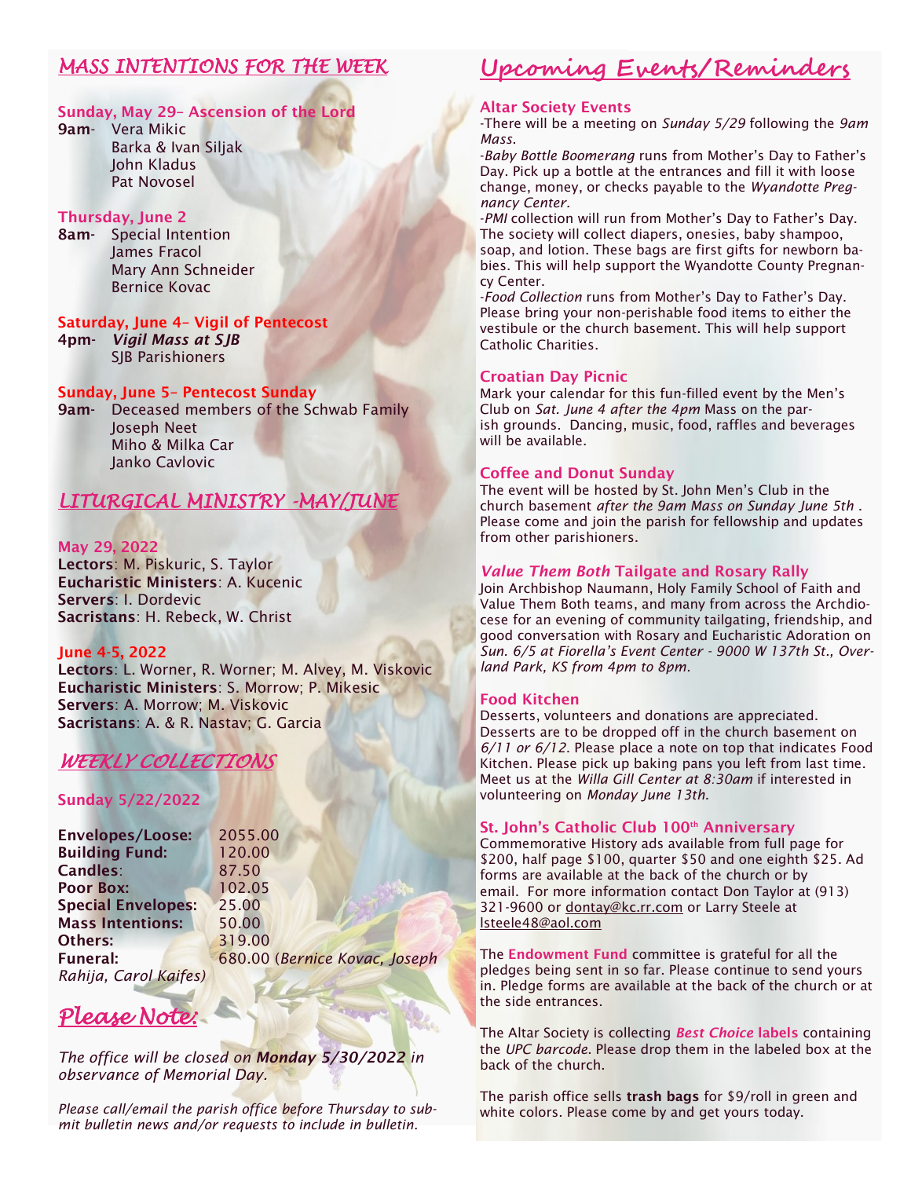## *MASS INTENTIONS FOR THE WEEK*

**Sunday, May 29– Ascension of the Lord**

**9am**- Vera Mikic
Barka & Ivan Siljak
John Kladus
Pat Novosel

**Thursday, June 2**

**8am**- Special Intention
James Fracol
Mary Ann Schneider
Bernice Kovac

**Saturday, June 4– Vigil of Pentecost**

**4pm**- ***Vigil Mass at SJB***
SJB Parishioners

**Sunday, June 5– Pentecost Sunday**

**9am**- Deceased members of the Schwab Family
Joseph Neet
Miho & Milka Car
Janko Cavlovic

## *LITURGICAL MINISTRY -MAY/JUNE*

**May 29, 2022**

**Lectors**: M. Piskuric, S. Taylor
**Eucharistic Ministers**: A. Kucenic
**Servers**: I. Dordevic
**Sacristans**: H. Rebeck, W. Christ

**June 4-5, 2022**

**Lectors**: L. Worner, R. Worner; M. Alvey, M. Viskovic
**Eucharistic Ministers**: S. Morrow; P. Mikesic
**Servers**: A. Morrow; M. Viskovic
**Sacristans**: A. & R. Nastav; G. Garcia

## *WEEKLY COLLECTIONS*

**Sunday 5/22/2022**

| | |
|---|---|
| **Envelopes/Loose:** | 2055.00 |
| **Building Fund:** | 120.00 |
| **Candles**: | 87.50 |
| **Poor Box:** | 102.05 |
| **Special Envelopes:** | 25.00 |
| **Mass Intentions:** | 50.00 |
| **Others:** | 319.00 |
| **Funeral:** | 680.00 (*Bernice Kovac, Joseph Rahija, Carol Kaifes)* |

## *Please Note:*

*The office will be closed on **Monday 5/30/2022** in observance of Memorial Day.*

*Please call/email the parish office before Thursday to submit bulletin news and/or requests to include in bulletin.*

## Upcoming Events/Reminders

**Altar Society Events**

-There will be a meeting on *Sunday 5/29* following the *9am Mass*.

-*Baby Bottle Boomerang* runs from Mother's Day to Father's Day. Pick up a bottle at the entrances and fill it with loose change, money, or checks payable to the *Wyandotte Pregnancy Center*.

-*PMI* collection will run from Mother's Day to Father's Day. The society will collect diapers, onesies, baby shampoo, soap, and lotion. These bags are first gifts for newborn babies. This will help support the Wyandotte County Pregnancy Center.

-*Food Collection* runs from Mother's Day to Father's Day. Please bring your non-perishable food items to either the vestibule or the church basement. This will help support Catholic Charities.

**Croatian Day Picnic**

Mark your calendar for this fun-filled event by the Men's Club on *Sat. June 4 after the 4pm* Mass on the parish grounds. Dancing, music, food, raffles and beverages will be available.

**Coffee and Donut Sunday**

The event will be hosted by St. John Men's Club in the church basement *after the 9am Mass on Sunday June 5th* . Please come and join the parish for fellowship and updates from other parishioners.

***Value Them Both* Tailgate and Rosary Rally**

Join Archbishop Naumann, Holy Family School of Faith and Value Them Both teams, and many from across the Archdiocese for an evening of community tailgating, friendship, and good conversation with Rosary and Eucharistic Adoration on *Sun. 6/5 at Fiorella's Event Center - 9000 W 137th St., Overland Park, KS from 4pm to 8pm*.

**Food Kitchen**

Desserts, volunteers and donations are appreciated. Desserts are to be dropped off in the church basement on *6/11 or 6/12*. Please place a note on top that indicates Food Kitchen. Please pick up baking pans you left from last time. Meet us at the *Willa Gill Center at 8:30am* if interested in volunteering on *Monday June 13th.*

**St. John's Catholic Club 100th Anniversary**

Commemorative History ads available from full page for $200, half page $100, quarter $50 and one eighth $25. Ad forms are available at the back of the church or by email. For more information contact Don Taylor at (913) 321-9600 or dontay@kc.rr.com or Larry Steele at lsteele48@aol.com

The **Endowment Fund** committee is grateful for all the pledges being sent in so far. Please continue to send yours in. Pledge forms are available at the back of the church or at the side entrances.

The Altar Society is collecting ***Best Choice* labels** containing the *UPC barcode*. Please drop them in the labeled box at the back of the church.

The parish office sells **trash bags** for $9/roll in green and white colors. Please come by and get yours today.